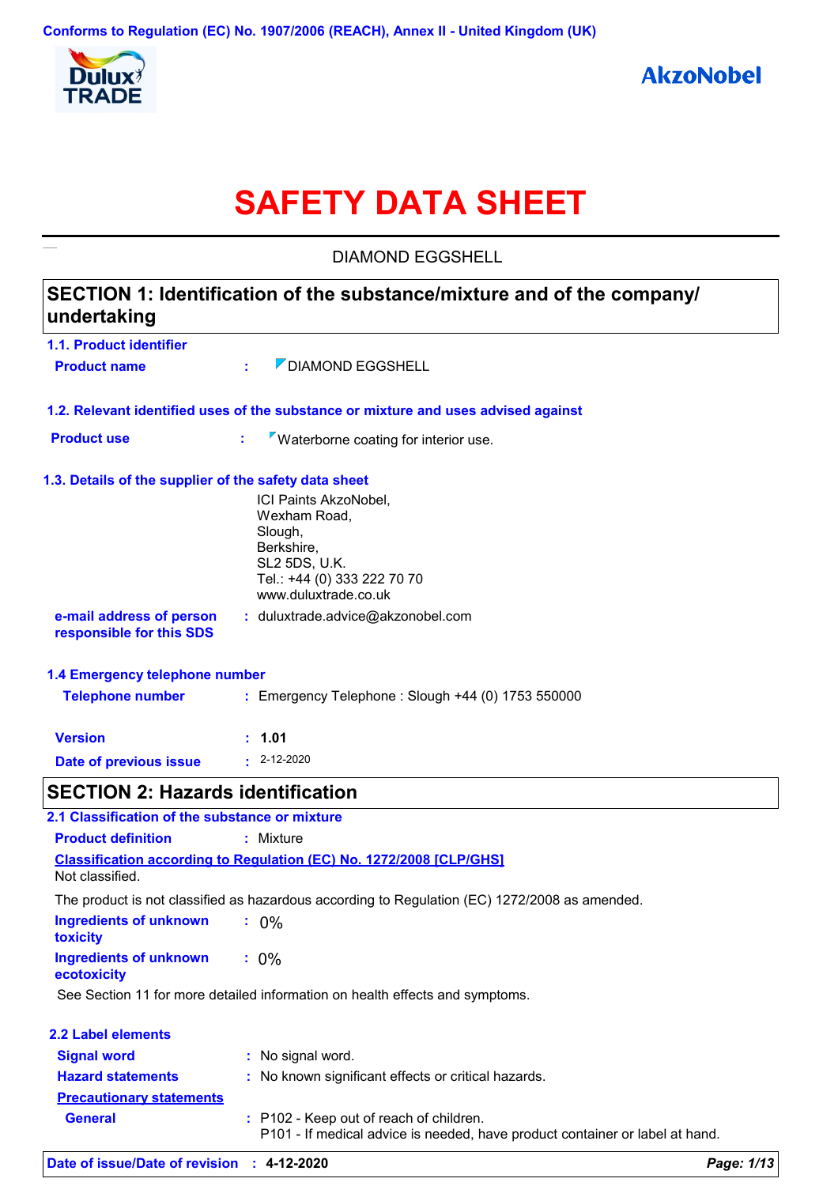Conforms to Regulation (EC) No. 1907/2006 (REACH), Annex II - United Kingdom (UK)

# SAFETY DATA SHEET

DIAMOND EGGSHELL

## SECTION 1: Identification of the substance/mixture and of the company/ undertaking

### 1.1. Product identifier

**Product name** : DIAMOND EGGSHELL

### 1.2. Relevant identified uses of the substance or mixture and uses advised against

**Product use** : Waterborne coating for interior use.

### 1.3. Details of the supplier of the safety data sheet

ICI Paints AkzoNobel,
Wexham Road,
Slough,
Berkshire,
SL2 5DS, U.K.
Tel.: +44 (0) 333 222 70 70
www.duluxtrade.co.uk

**e-mail address of person responsible for this SDS** : duluxtrade.advice@akzonobel.com

### 1.4 Emergency telephone number

**Telephone number** : Emergency Telephone : Slough +44 (0) 1753 550000

**Version** : **1.01**

**Date of previous issue** : 2-12-2020

## SECTION 2: Hazards identification

### 2.1 Classification of the substance or mixture

**Product definition** : Mixture

**Classification according to Regulation (EC) No. 1272/2008 [CLP/GHS]**

Not classified.

The product is not classified as hazardous according to Regulation (EC) 1272/2008 as amended.

**Ingredients of unknown toxicity** : 0%

**Ingredients of unknown ecotoxicity** : 0%

See Section 11 for more detailed information on health effects and symptoms.

### 2.2 Label elements

**Signal word** : No signal word.

**Hazard statements** : No known significant effects or critical hazards.

**Precautionary statements**

**General** : P102 - Keep out of reach of children.
P101 - If medical advice is needed, have product container or label at hand.

**Date of issue/Date of revision** : **4-12-2020**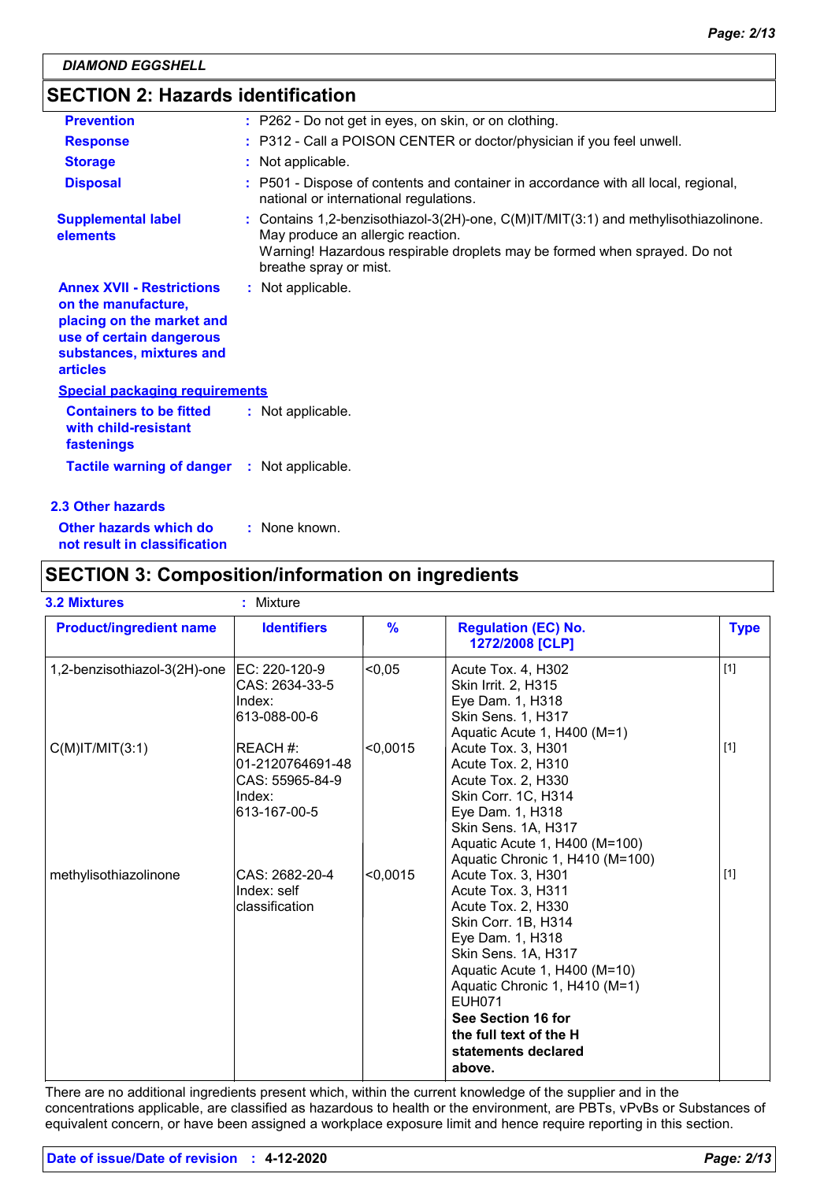## SECTION 2: Hazards identification

**Prevention** : P262 - Do not get in eyes, on skin, or on clothing.

**Response** : P312 - Call a POISON CENTER or doctor/physician if you feel unwell.

**Storage** : Not applicable.

**Disposal** : P501 - Dispose of contents and container in accordance with all local, regional, national or international regulations.

**Supplemental label elements** : Contains 1,2-benzisothiazol-3(2H)-one, C(M)IT/MIT(3:1) and methylisothiazolinone. May produce an allergic reaction.
Warning! Hazardous respirable droplets may be formed when sprayed. Do not breathe spray or mist.

**Annex XVII - Restrictions on the manufacture, placing on the market and use of certain dangerous substances, mixtures and articles** : Not applicable.

**Special packaging requirements**

**Containers to be fitted with child-resistant fastenings** : Not applicable.

**Tactile warning of danger** : Not applicable.

### 2.3 Other hazards

**Other hazards which do not result in classification** : None known.

## SECTION 3: Composition/information on ingredients

**3.2 Mixtures** : Mixture

| Product/ingredient name | Identifiers | % | Regulation (EC) No. 1272/2008 [CLP] | Type |
|---|---|---|---|---|
| 1,2-benzisothiazol-3(2H)-one | EC: 220-120-9<br>CAS: 2634-33-5<br>Index: 613-088-00-6 | <0,05 | Acute Tox. 4, H302<br>Skin Irrit. 2, H315<br>Eye Dam. 1, H318<br>Skin Sens. 1, H317<br>Aquatic Acute 1, H400 (M=1) | [1] |
| C(M)IT/MIT(3:1) | REACH #: 01-2120764691-48<br>CAS: 55965-84-9<br>Index: 613-167-00-5 | <0,0015 | Acute Tox. 3, H301<br>Acute Tox. 2, H310<br>Acute Tox. 2, H330<br>Skin Corr. 1C, H314<br>Eye Dam. 1, H318<br>Skin Sens. 1A, H317<br>Aquatic Acute 1, H400 (M=100)<br>Aquatic Chronic 1, H410 (M=100) | [1] |
| methylisothiazolinone | CAS: 2682-20-4<br>Index: self classification | <0,0015 | Acute Tox. 3, H301<br>Acute Tox. 3, H311<br>Acute Tox. 2, H330<br>Skin Corr. 1B, H314<br>Eye Dam. 1, H318<br>Skin Sens. 1A, H317<br>Aquatic Acute 1, H400 (M=10)<br>Aquatic Chronic 1, H410 (M=1)<br>EUH071<br>**See Section 16 for the full text of the H statements declared above.** | [1] |

There are no additional ingredients present which, within the current knowledge of the supplier and in the concentrations applicable, are classified as hazardous to health or the environment, are PBTs, vPvBs or Substances of equivalent concern, or have been assigned a workplace exposure limit and hence require reporting in this section.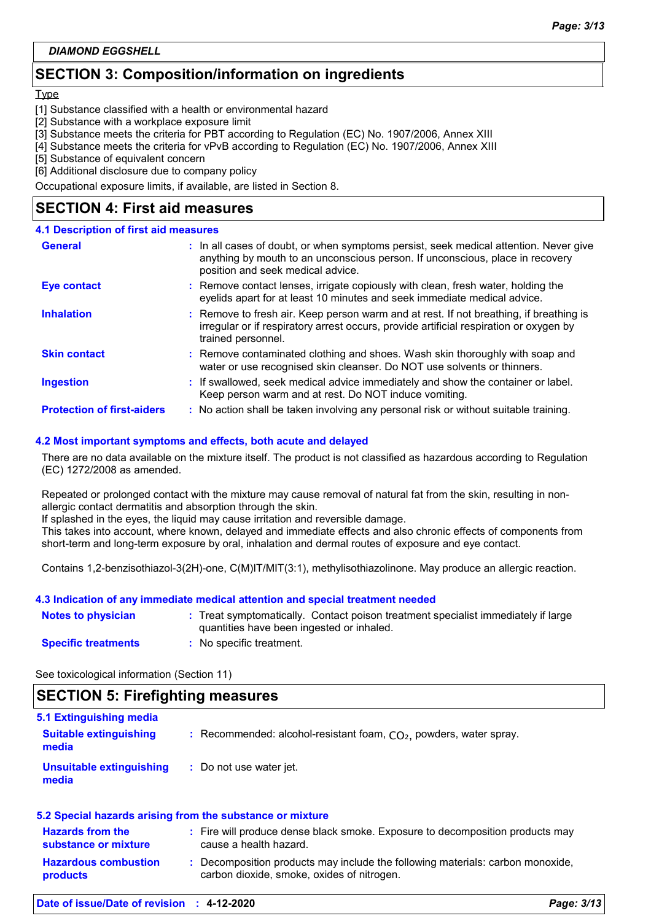**DIAMOND EGGSHELL**

## SECTION 3: Composition/information on ingredients

Type

[1] Substance classified with a health or environmental hazard
[2] Substance with a workplace exposure limit
[3] Substance meets the criteria for PBT according to Regulation (EC) No. 1907/2006, Annex XIII
[4] Substance meets the criteria for vPvB according to Regulation (EC) No. 1907/2006, Annex XIII
[5] Substance of equivalent concern
[6] Additional disclosure due to company policy

Occupational exposure limits, if available, are listed in Section 8.

## SECTION 4: First aid measures

### 4.1 Description of first aid measures

| | |
|---|---|
| **General** | : In all cases of doubt, or when symptoms persist, seek medical attention. Never give anything by mouth to an unconscious person. If unconscious, place in recovery position and seek medical advice. |
| **Eye contact** | : Remove contact lenses, irrigate copiously with clean, fresh water, holding the eyelids apart for at least 10 minutes and seek immediate medical advice. |
| **Inhalation** | : Remove to fresh air. Keep person warm and at rest. If not breathing, if breathing is irregular or if respiratory arrest occurs, provide artificial respiration or oxygen by trained personnel. |
| **Skin contact** | : Remove contaminated clothing and shoes. Wash skin thoroughly with soap and water or use recognised skin cleanser. Do NOT use solvents or thinners. |
| **Ingestion** | : If swallowed, seek medical advice immediately and show the container or label. Keep person warm and at rest. Do NOT induce vomiting. |
| **Protection of first-aiders** | : No action shall be taken involving any personal risk or without suitable training. |

### 4.2 Most important symptoms and effects, both acute and delayed

There are no data available on the mixture itself. The product is not classified as hazardous according to Regulation (EC) 1272/2008 as amended.

Repeated or prolonged contact with the mixture may cause removal of natural fat from the skin, resulting in non-allergic contact dermatitis and absorption through the skin.
If splashed in the eyes, the liquid may cause irritation and reversible damage.
This takes into account, where known, delayed and immediate effects and also chronic effects of components from short-term and long-term exposure by oral, inhalation and dermal routes of exposure and eye contact.

Contains 1,2-benzisothiazol-3(2H)-one, C(M)IT/MIT(3:1), methylisothiazolinone. May produce an allergic reaction.

### 4.3 Indication of any immediate medical attention and special treatment needed

| | |
|---|---|
| **Notes to physician** | : Treat symptomatically. Contact poison treatment specialist immediately if large quantities have been ingested or inhaled. |
| **Specific treatments** | : No specific treatment. |

See toxicological information (Section 11)

## SECTION 5: Firefighting measures

### 5.1 Extinguishing media

| | |
|---|---|
| **Suitable extinguishing media** | : Recommended: alcohol-resistant foam, $CO_2$, powders, water spray. |
| **Unsuitable extinguishing media** | : Do not use water jet. |

### 5.2 Special hazards arising from the substance or mixture

| | |
|---|---|
| **Hazards from the substance or mixture** | : Fire will produce dense black smoke. Exposure to decomposition products may cause a health hazard. |
| **Hazardous combustion products** | : Decomposition products may include the following materials: carbon monoxide, carbon dioxide, smoke, oxides of nitrogen. |

**Date of issue/Date of revision : 4-12-2020**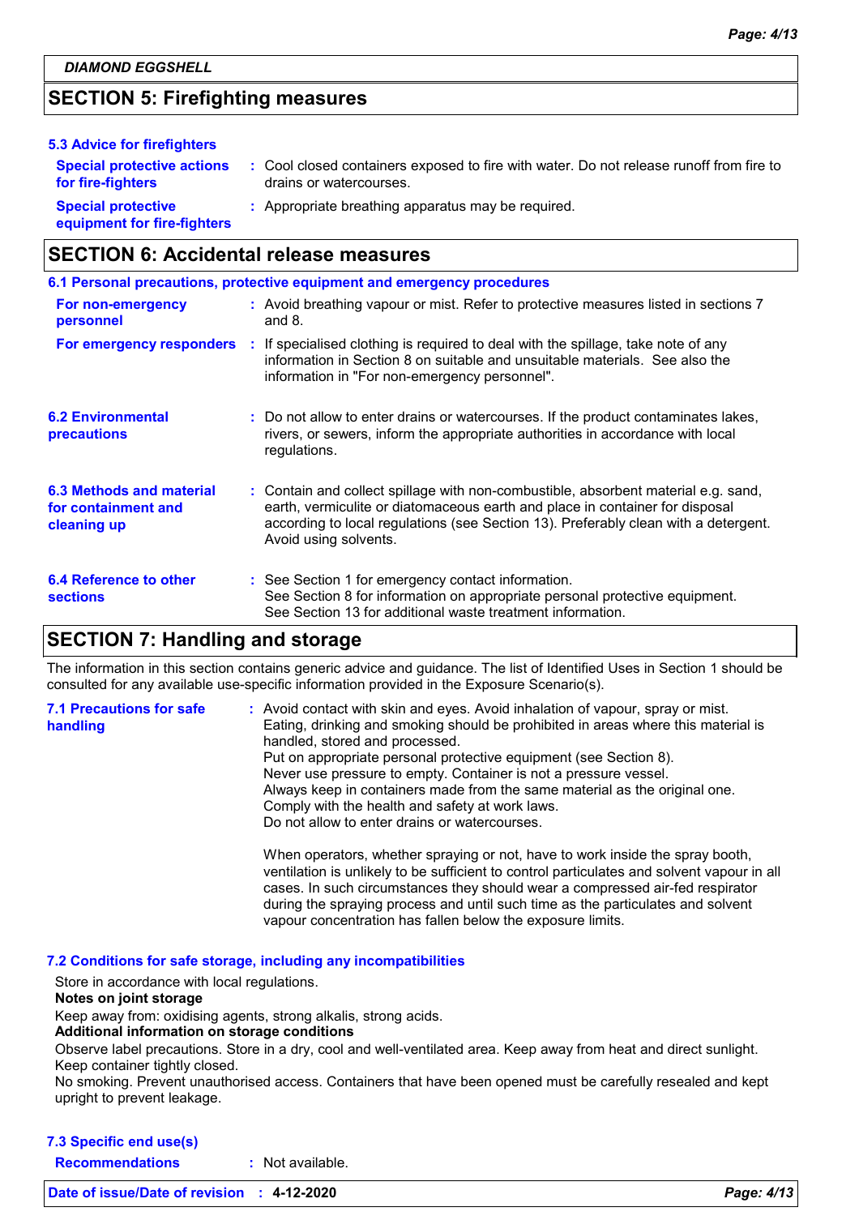## SECTION 5: Firefighting measures

### 5.3 Advice for firefighters

**Special protective actions for fire-fighters** : Cool closed containers exposed to fire with water. Do not release runoff from fire to drains or watercourses.

**Special protective equipment for fire-fighters** : Appropriate breathing apparatus may be required.

## SECTION 6: Accidental release measures

### 6.1 Personal precautions, protective equipment and emergency procedures

**For non-emergency personnel** : Avoid breathing vapour or mist. Refer to protective measures listed in sections 7 and 8.

**For emergency responders** : If specialised clothing is required to deal with the spillage, take note of any information in Section 8 on suitable and unsuitable materials. See also the information in "For non-emergency personnel".

### 6.2 Environmental precautions

: Do not allow to enter drains or watercourses. If the product contaminates lakes, rivers, or sewers, inform the appropriate authorities in accordance with local regulations.

### 6.3 Methods and material for containment and cleaning up

: Contain and collect spillage with non-combustible, absorbent material e.g. sand, earth, vermiculite or diatomaceous earth and place in container for disposal according to local regulations (see Section 13). Preferably clean with a detergent. Avoid using solvents.

### 6.4 Reference to other sections

: See Section 1 for emergency contact information.
See Section 8 for information on appropriate personal protective equipment.
See Section 13 for additional waste treatment information.

## SECTION 7: Handling and storage

The information in this section contains generic advice and guidance. The list of Identified Uses in Section 1 should be consulted for any available use-specific information provided in the Exposure Scenario(s).

### 7.1 Precautions for safe handling

: Avoid contact with skin and eyes. Avoid inhalation of vapour, spray or mist.
Eating, drinking and smoking should be prohibited in areas where this material is handled, stored and processed.
Put on appropriate personal protective equipment (see Section 8).
Never use pressure to empty. Container is not a pressure vessel.
Always keep in containers made from the same material as the original one.
Comply with the health and safety at work laws.
Do not allow to enter drains or watercourses.

When operators, whether spraying or not, have to work inside the spray booth, ventilation is unlikely to be sufficient to control particulates and solvent vapour in all cases. In such circumstances they should wear a compressed air-fed respirator during the spraying process and until such time as the particulates and solvent vapour concentration has fallen below the exposure limits.

### 7.2 Conditions for safe storage, including any incompatibilities

Store in accordance with local regulations.

**Notes on joint storage**

Keep away from: oxidising agents, strong alkalis, strong acids.

**Additional information on storage conditions**

Observe label precautions. Store in a dry, cool and well-ventilated area. Keep away from heat and direct sunlight. Keep container tightly closed.
No smoking. Prevent unauthorised access. Containers that have been opened must be carefully resealed and kept upright to prevent leakage.

### 7.3 Specific end use(s)

**Recommendations** : Not available.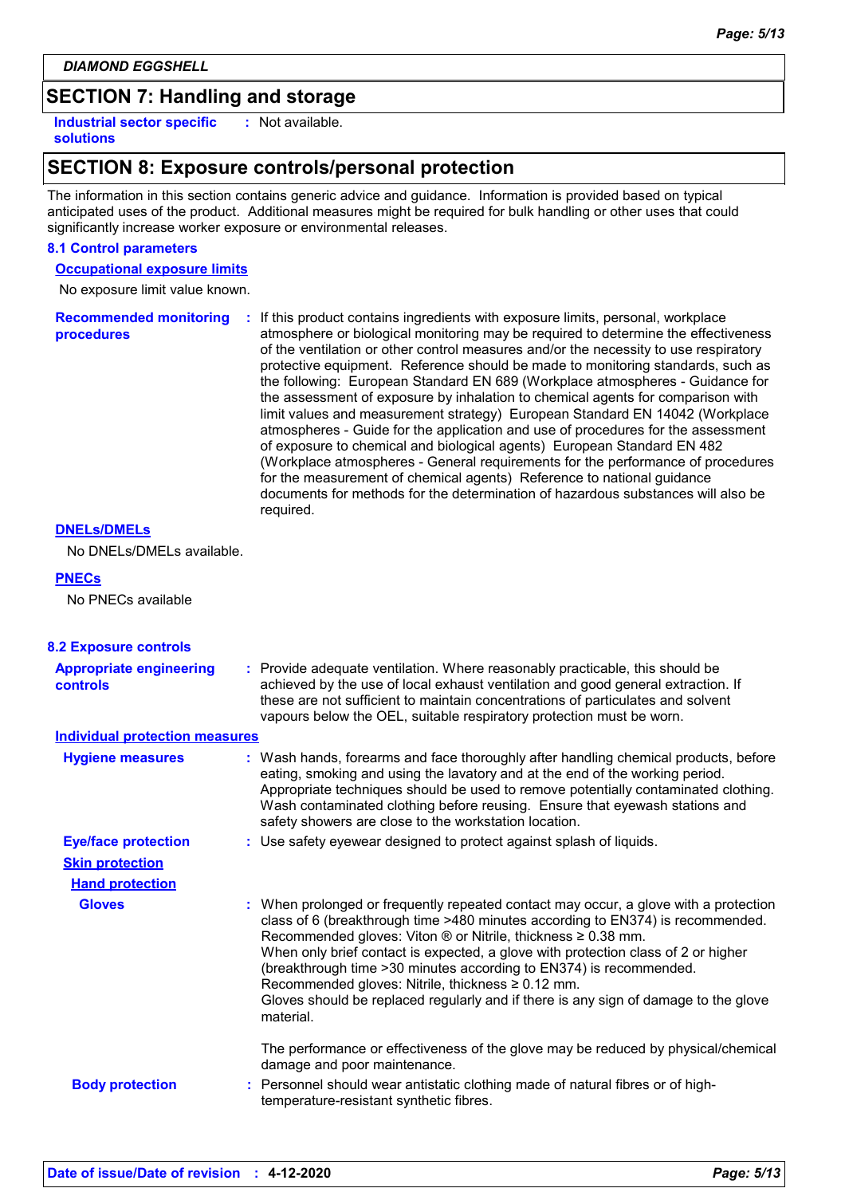DIAMOND EGGSHELL

## SECTION 7: Handling and storage

**Industrial sector specific solutions** : Not available.

## SECTION 8: Exposure controls/personal protection

The information in this section contains generic advice and guidance. Information is provided based on typical anticipated uses of the product. Additional measures might be required for bulk handling or other uses that could significantly increase worker exposure or environmental releases.

### 8.1 Control parameters

**Occupational exposure limits**

No exposure limit value known.

**Recommended monitoring procedures** : If this product contains ingredients with exposure limits, personal, workplace atmosphere or biological monitoring may be required to determine the effectiveness of the ventilation or other control measures and/or the necessity to use respiratory protective equipment. Reference should be made to monitoring standards, such as the following: European Standard EN 689 (Workplace atmospheres - Guidance for the assessment of exposure by inhalation to chemical agents for comparison with limit values and measurement strategy) European Standard EN 14042 (Workplace atmospheres - Guide for the application and use of procedures for the assessment of exposure to chemical and biological agents) European Standard EN 482 (Workplace atmospheres - General requirements for the performance of procedures for the measurement of chemical agents) Reference to national guidance documents for methods for the determination of hazardous substances will also be required.

**DNELs/DMELs**

No DNELs/DMELs available.

**PNECs**

No PNECs available

### 8.2 Exposure controls

**Appropriate engineering controls** : Provide adequate ventilation. Where reasonably practicable, this should be achieved by the use of local exhaust ventilation and good general extraction. If these are not sufficient to maintain concentrations of particulates and solvent vapours below the OEL, suitable respiratory protection must be worn.

**Individual protection measures**

**Hygiene measures** : Wash hands, forearms and face thoroughly after handling chemical products, before eating, smoking and using the lavatory and at the end of the working period. Appropriate techniques should be used to remove potentially contaminated clothing. Wash contaminated clothing before reusing. Ensure that eyewash stations and safety showers are close to the workstation location.

**Eye/face protection** : Use safety eyewear designed to protect against splash of liquids.

**Skin protection**

**Hand protection**

**Gloves** : When prolonged or frequently repeated contact may occur, a glove with a protection class of 6 (breakthrough time >480 minutes according to EN374) is recommended. Recommended gloves: Viton ® or Nitrile, thickness ≥ 0.38 mm.
When only brief contact is expected, a glove with protection class of 2 or higher (breakthrough time >30 minutes according to EN374) is recommended. Recommended gloves: Nitrile, thickness ≥ 0.12 mm.
Gloves should be replaced regularly and if there is any sign of damage to the glove material.

The performance or effectiveness of the glove may be reduced by physical/chemical damage and poor maintenance.

**Body protection** : Personnel should wear antistatic clothing made of natural fibres or of high-temperature-resistant synthetic fibres.

**Date of issue/Date of revision** : **4-12-2020**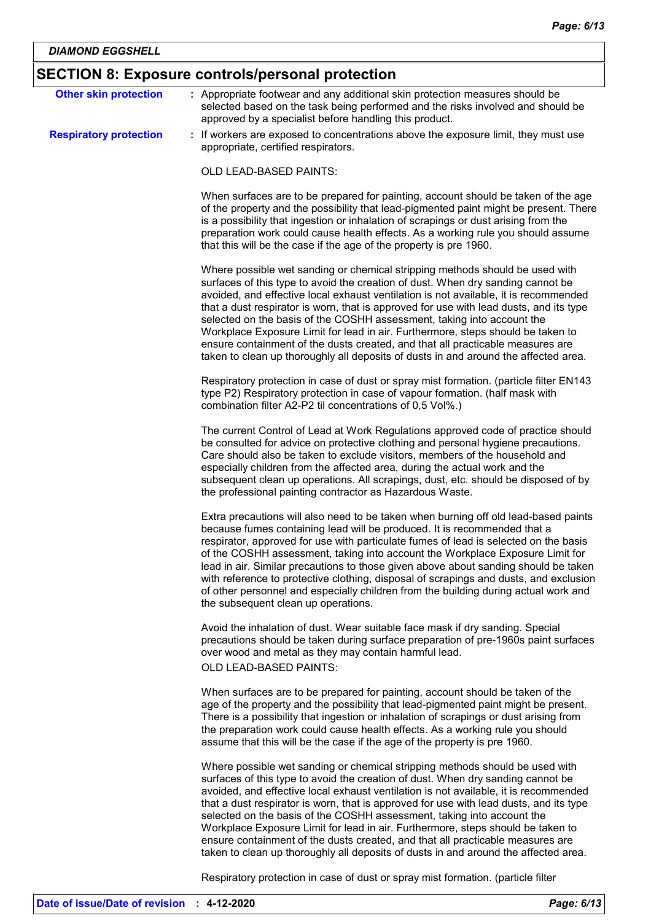## SECTION 8: Exposure controls/personal protection

**Other skin protection** : Appropriate footwear and any additional skin protection measures should be selected based on the task being performed and the risks involved and should be approved by a specialist before handling this product.

**Respiratory protection** : If workers are exposed to concentrations above the exposure limit, they must use appropriate, certified respirators.

OLD LEAD-BASED PAINTS:

When surfaces are to be prepared for painting, account should be taken of the age of the property and the possibility that lead-pigmented paint might be present. There is a possibility that ingestion or inhalation of scrapings or dust arising from the preparation work could cause health effects. As a working rule you should assume that this will be the case if the age of the property is pre 1960.

Where possible wet sanding or chemical stripping methods should be used with surfaces of this type to avoid the creation of dust. When dry sanding cannot be avoided, and effective local exhaust ventilation is not available, it is recommended that a dust respirator is worn, that is approved for use with lead dusts, and its type selected on the basis of the COSHH assessment, taking into account the Workplace Exposure Limit for lead in air. Furthermore, steps should be taken to ensure containment of the dusts created, and that all practicable measures are taken to clean up thoroughly all deposits of dusts in and around the affected area.

Respiratory protection in case of dust or spray mist formation. (particle filter EN143 type P2) Respiratory protection in case of vapour formation. (half mask with combination filter A2-P2 til concentrations of 0,5 Vol%.)

The current Control of Lead at Work Regulations approved code of practice should be consulted for advice on protective clothing and personal hygiene precautions. Care should also be taken to exclude visitors, members of the household and especially children from the affected area, during the actual work and the subsequent clean up operations. All scrapings, dust, etc. should be disposed of by the professional painting contractor as Hazardous Waste.

Extra precautions will also need to be taken when burning off old lead-based paints because fumes containing lead will be produced. It is recommended that a respirator, approved for use with particulate fumes of lead is selected on the basis of the COSHH assessment, taking into account the Workplace Exposure Limit for lead in air. Similar precautions to those given above about sanding should be taken with reference to protective clothing, disposal of scrapings and dusts, and exclusion of other personnel and especially children from the building during actual work and the subsequent clean up operations.

Avoid the inhalation of dust. Wear suitable face mask if dry sanding. Special precautions should be taken during surface preparation of pre-1960s paint surfaces over wood and metal as they may contain harmful lead.
OLD LEAD-BASED PAINTS:

When surfaces are to be prepared for painting, account should be taken of the age of the property and the possibility that lead-pigmented paint might be present. There is a possibility that ingestion or inhalation of scrapings or dust arising from the preparation work could cause health effects. As a working rule you should assume that this will be the case if the age of the property is pre 1960.

Where possible wet sanding or chemical stripping methods should be used with surfaces of this type to avoid the creation of dust. When dry sanding cannot be avoided, and effective local exhaust ventilation is not available, it is recommended that a dust respirator is worn, that is approved for use with lead dusts, and its type selected on the basis of the COSHH assessment, taking into account the Workplace Exposure Limit for lead in air. Furthermore, steps should be taken to ensure containment of the dusts created, and that all practicable measures are taken to clean up thoroughly all deposits of dusts in and around the affected area.

Respiratory protection in case of dust or spray mist formation. (particle filter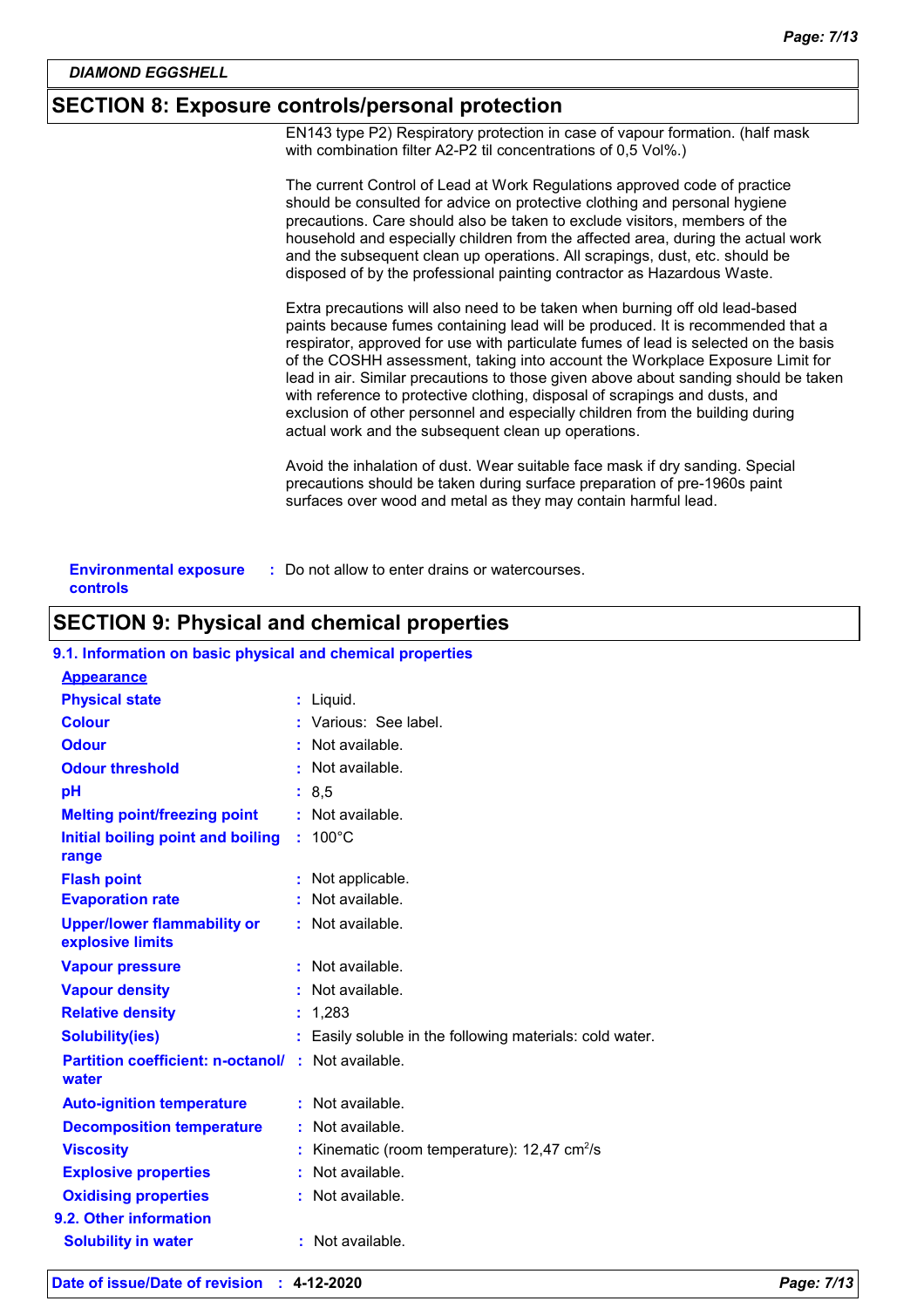## SECTION 8: Exposure controls/personal protection

EN143 type P2) Respiratory protection in case of vapour formation. (half mask with combination filter A2-P2 til concentrations of 0,5 Vol%.)

The current Control of Lead at Work Regulations approved code of practice should be consulted for advice on protective clothing and personal hygiene precautions. Care should also be taken to exclude visitors, members of the household and especially children from the affected area, during the actual work and the subsequent clean up operations. All scrapings, dust, etc. should be disposed of by the professional painting contractor as Hazardous Waste.

Extra precautions will also need to be taken when burning off old lead-based paints because fumes containing lead will be produced. It is recommended that a respirator, approved for use with particulate fumes of lead is selected on the basis of the COSHH assessment, taking into account the Workplace Exposure Limit for lead in air. Similar precautions to those given above about sanding should be taken with reference to protective clothing, disposal of scrapings and dusts, and exclusion of other personnel and especially children from the building during actual work and the subsequent clean up operations.

Avoid the inhalation of dust. Wear suitable face mask if dry sanding. Special precautions should be taken during surface preparation of pre-1960s paint surfaces over wood and metal as they may contain harmful lead.

**Environmental exposure controls** : Do not allow to enter drains or watercourses.

## SECTION 9: Physical and chemical properties

### 9.1. Information on basic physical and chemical properties

**Appearance**

| Property | Value |
|---|---|
| **Physical state** | Liquid. |
| **Colour** | Various: See label. |
| **Odour** | Not available. |
| **Odour threshold** | Not available. |
| **pH** | 8,5 |
| **Melting point/freezing point** | Not available. |
| **Initial boiling point and boiling range** | 100°C |
| **Flash point** | Not applicable. |
| **Evaporation rate** | Not available. |
| **Upper/lower flammability or explosive limits** | Not available. |
| **Vapour pressure** | Not available. |
| **Vapour density** | Not available. |
| **Relative density** | 1,283 |
| **Solubility(ies)** | Easily soluble in the following materials: cold water. |
| **Partition coefficient: n-octanol/water** | Not available. |
| **Auto-ignition temperature** | Not available. |
| **Decomposition temperature** | Not available. |
| **Viscosity** | Kinematic (room temperature): 12,47 $cm^2/s$ |
| **Explosive properties** | Not available. |
| **Oxidising properties** | Not available. |

### 9.2. Other information

| Property | Value |
|---|---|
| **Solubility in water** | Not available. |

**Date of issue/Date of revision** : **4-12-2020**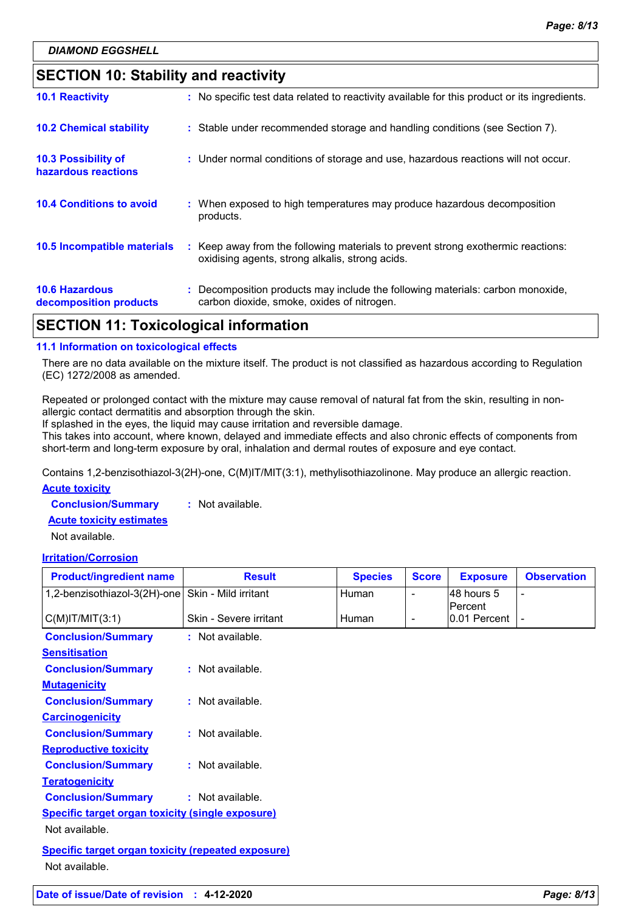## SECTION 10: Stability and reactivity

**10.1 Reactivity** : No specific test data related to reactivity available for this product or its ingredients.

**10.2 Chemical stability** : Stable under recommended storage and handling conditions (see Section 7).

**10.3 Possibility of hazardous reactions** : Under normal conditions of storage and use, hazardous reactions will not occur.

**10.4 Conditions to avoid** : When exposed to high temperatures may produce hazardous decomposition products.

**10.5 Incompatible materials** : Keep away from the following materials to prevent strong exothermic reactions: oxidising agents, strong alkalis, strong acids.

**10.6 Hazardous decomposition products** : Decomposition products may include the following materials: carbon monoxide, carbon dioxide, smoke, oxides of nitrogen.

## SECTION 11: Toxicological information

### 11.1 Information on toxicological effects

There are no data available on the mixture itself. The product is not classified as hazardous according to Regulation (EC) 1272/2008 as amended.

Repeated or prolonged contact with the mixture may cause removal of natural fat from the skin, resulting in non-allergic contact dermatitis and absorption through the skin.
If splashed in the eyes, the liquid may cause irritation and reversible damage.
This takes into account, where known, delayed and immediate effects and also chronic effects of components from short-term and long-term exposure by oral, inhalation and dermal routes of exposure and eye contact.

Contains 1,2-benzisothiazol-3(2H)-one, C(M)IT/MIT(3:1), methylisothiazolinone. May produce an allergic reaction.

**Acute toxicity**

**Conclusion/Summary** : Not available.

**Acute toxicity estimates**

Not available.

**Irritation/Corrosion**

| Product/ingredient name | Result | Species | Score | Exposure | Observation |
|---|---|---|---|---|---|
| 1,2-benzisothiazol-3(2H)-one | Skin - Mild irritant | Human | - | 48 hours 5 Percent | - |
| C(M)IT/MIT(3:1) | Skin - Severe irritant | Human | - | 0.01 Percent | - |

**Conclusion/Summary** : Not available.

**Sensitisation**

**Conclusion/Summary** : Not available.

**Mutagenicity**

**Conclusion/Summary** : Not available.

**Carcinogenicity**

**Conclusion/Summary** : Not available.

**Reproductive toxicity**

**Conclusion/Summary** : Not available.

**Teratogenicity**

**Conclusion/Summary** : Not available.

**Specific target organ toxicity (single exposure)**

Not available.

**Specific target organ toxicity (repeated exposure)**

Not available.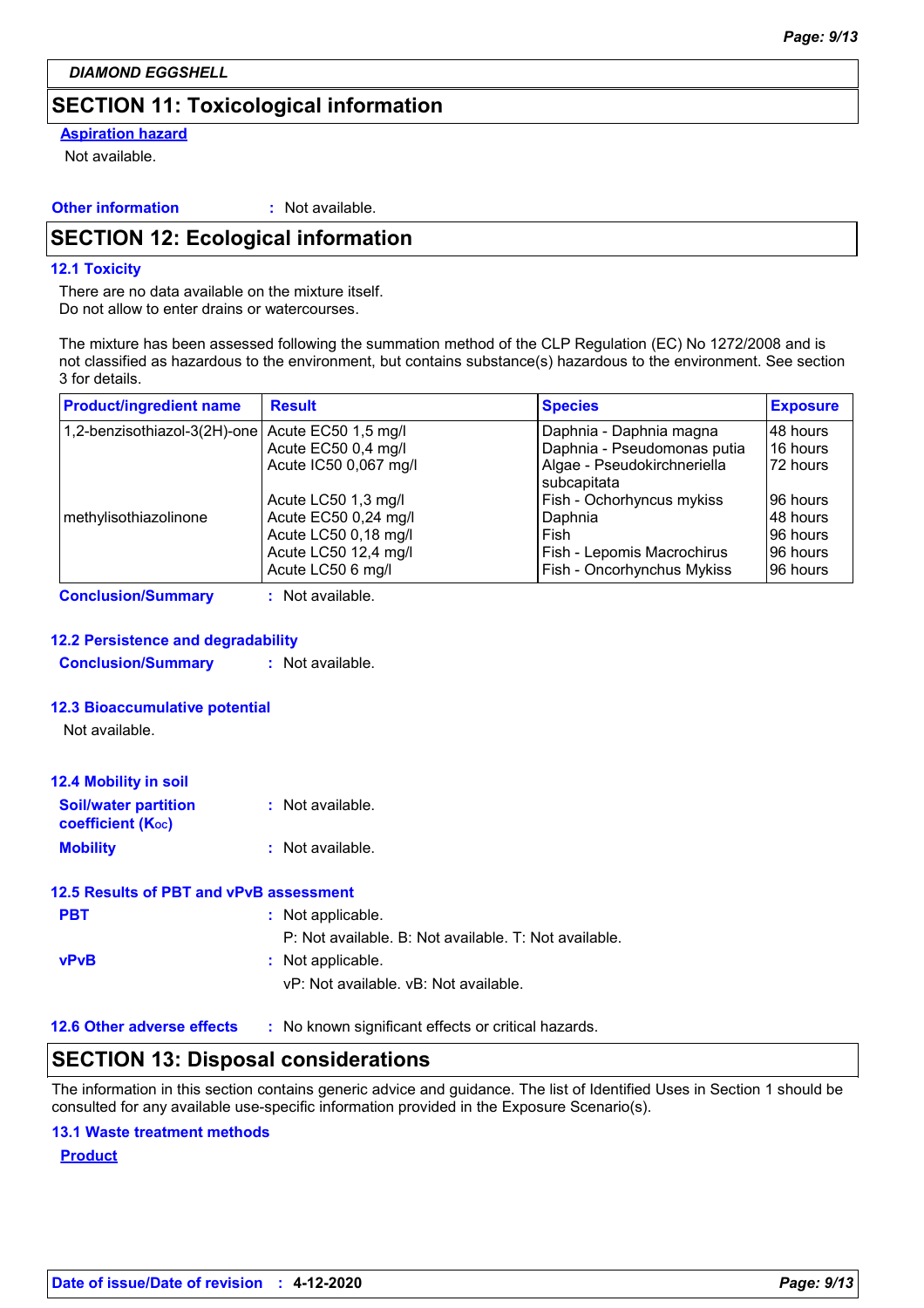## SECTION 11: Toxicological information

**Aspiration hazard**

Not available.

**Other information** : Not available.

## SECTION 12: Ecological information

### 12.1 Toxicity

There are no data available on the mixture itself.
Do not allow to enter drains or watercourses.

The mixture has been assessed following the summation method of the CLP Regulation (EC) No 1272/2008 and is not classified as hazardous to the environment, but contains substance(s) hazardous to the environment. See section 3 for details.

| Product/ingredient name | Result | Species | Exposure |
|---|---|---|---|
| 1,2-benzisothiazol-3(2H)-one | Acute EC50 1,5 mg/l | Daphnia - Daphnia magna | 48 hours |
| | Acute EC50 0,4 mg/l | Daphnia - Pseudomonas putia | 16 hours |
| | Acute IC50 0,067 mg/l | Algae - Pseudokirchneriella subcapitata | 72 hours |
| | Acute LC50 1,3 mg/l | Fish - Ochorhyncus mykiss | 96 hours |
| methylisothiazolinone | Acute EC50 0,24 mg/l | Daphnia | 48 hours |
| | Acute LC50 0,18 mg/l | Fish | 96 hours |
| | Acute LC50 12,4 mg/l | Fish - Lepomis Macrochirus | 96 hours |
| | Acute LC50 6 mg/l | Fish - Oncorhynchus Mykiss | 96 hours |

**Conclusion/Summary** : Not available.

### 12.2 Persistence and degradability

**Conclusion/Summary** : Not available.

### 12.3 Bioaccumulative potential

Not available.

### 12.4 Mobility in soil

**Soil/water partition coefficient ($K_{OC}$)** : Not available.

**Mobility** : Not available.

### 12.5 Results of PBT and vPvB assessment

**PBT** : Not applicable.
P: Not available. B: Not available. T: Not available.

**vPvB** : Not applicable.
vP: Not available. vB: Not available.

**12.6 Other adverse effects** : No known significant effects or critical hazards.

## SECTION 13: Disposal considerations

The information in this section contains generic advice and guidance. The list of Identified Uses in Section 1 should be consulted for any available use-specific information provided in the Exposure Scenario(s).

### 13.1 Waste treatment methods

**Product**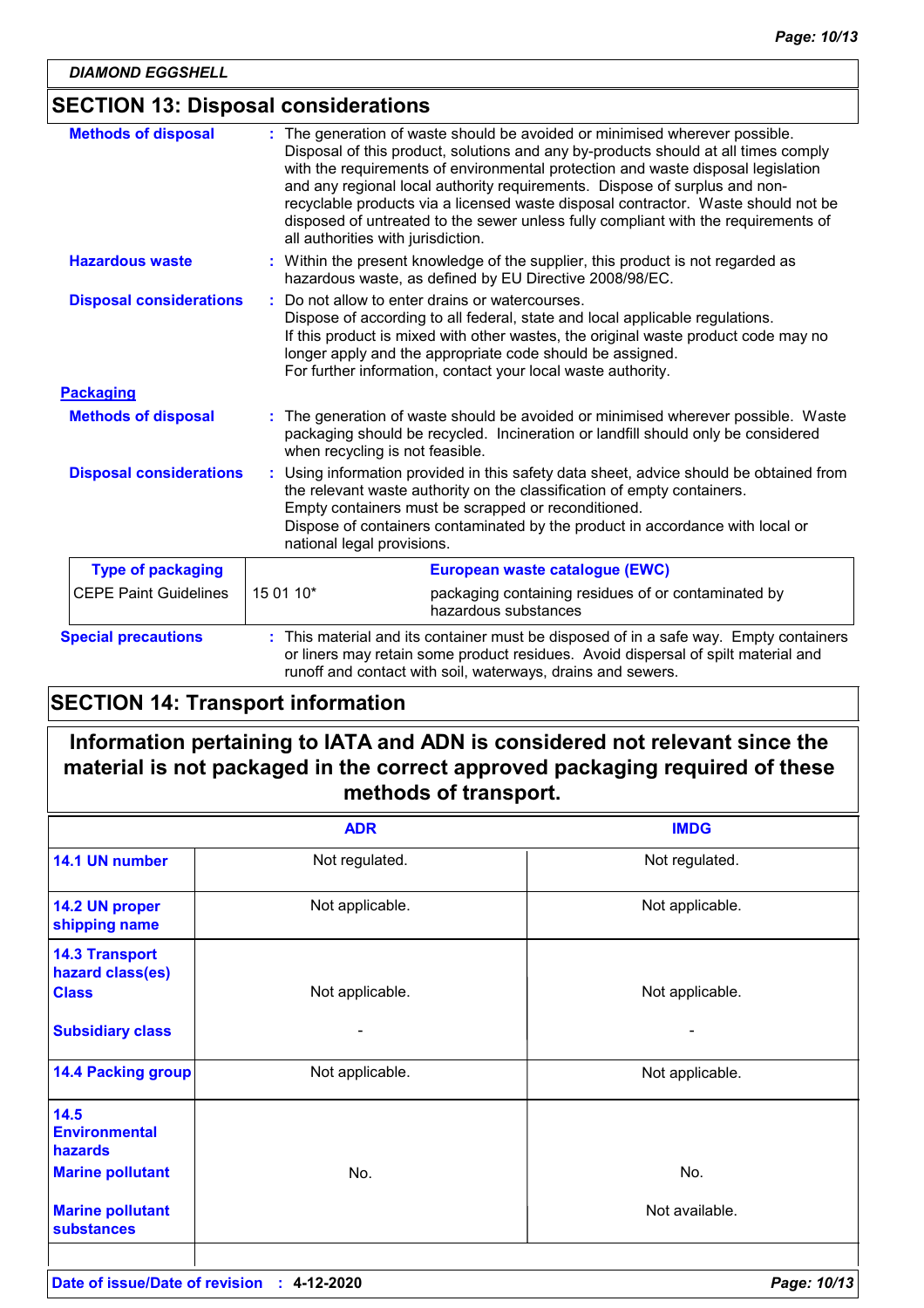## SECTION 13: Disposal considerations

**Methods of disposal** : The generation of waste should be avoided or minimised wherever possible. Disposal of this product, solutions and any by-products should at all times comply with the requirements of environmental protection and waste disposal legislation and any regional local authority requirements. Dispose of surplus and non-recyclable products via a licensed waste disposal contractor. Waste should not be disposed of untreated to the sewer unless fully compliant with the requirements of all authorities with jurisdiction.

**Hazardous waste** : Within the present knowledge of the supplier, this product is not regarded as hazardous waste, as defined by EU Directive 2008/98/EC.

**Disposal considerations** : Do not allow to enter drains or watercourses.
Dispose of according to all federal, state and local applicable regulations.
If this product is mixed with other wastes, the original waste product code may no longer apply and the appropriate code should be assigned.
For further information, contact your local waste authority.

**Packaging**

**Methods of disposal** : The generation of waste should be avoided or minimised wherever possible. Waste packaging should be recycled. Incineration or landfill should only be considered when recycling is not feasible.

**Disposal considerations** : Using information provided in this safety data sheet, advice should be obtained from the relevant waste authority on the classification of empty containers.
Empty containers must be scrapped or reconditioned.
Dispose of containers contaminated by the product in accordance with local or national legal provisions.

| Type of packaging | European waste catalogue (EWC) | |
|---|---|---|
| CEPE Paint Guidelines | 15 01 10* | packaging containing residues of or contaminated by hazardous substances |

**Special precautions** : This material and its container must be disposed of in a safe way. Empty containers or liners may retain some product residues. Avoid dispersal of spilt material and runoff and contact with soil, waterways, drains and sewers.

## SECTION 14: Transport information

**Information pertaining to IATA and ADN is considered not relevant since the material is not packaged in the correct approved packaging required of these methods of transport.**

| | ADR | IMDG |
|---|---|---|
| 14.1 UN number | Not regulated. | Not regulated. |
| 14.2 UN proper shipping name | Not applicable. | Not applicable. |
| 14.3 Transport hazard class(es) Class | Not applicable. | Not applicable. |
| Subsidiary class | - | - |
| 14.4 Packing group | Not applicable. | Not applicable. |
| 14.5 Environmental hazards Marine pollutant | No. | No. |
| Marine pollutant substances | | Not available. |

**Date of issue/Date of revision** : **4-12-2020**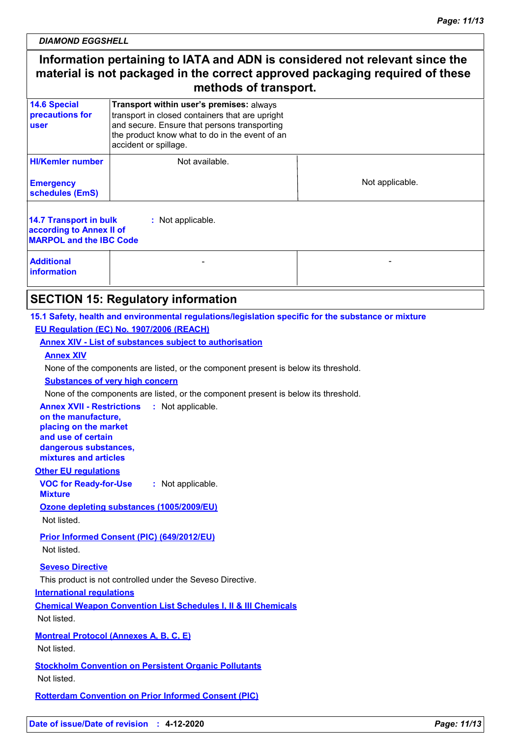**Information pertaining to IATA and ADN is considered not relevant since the material is not packaged in the correct approved packaging required of these methods of transport.**

| | | |
|---|---|---|
| **14.6 Special precautions for user** | **Transport within user's premises:** always transport in closed containers that are upright and secure. Ensure that persons transporting the product know what to do in the event of an accident or spillage. | |
| **HI/Kemler number** | Not available. | |
| **Emergency schedules (EmS)** | | Not applicable. |

**14.7 Transport in bulk according to Annex II of MARPOL and the IBC Code** : Not applicable.

| | | |
|---|---|---|
| **Additional information** | - | - |

## SECTION 15: Regulatory information

**15.1 Safety, health and environmental regulations/legislation specific for the substance or mixture**

**EU Regulation (EC) No. 1907/2006 (REACH)**

**Annex XIV - List of substances subject to authorisation**

**Annex XIV**

None of the components are listed, or the component present is below its threshold.

**Substances of very high concern**

None of the components are listed, or the component present is below its threshold.

**Annex XVII - Restrictions on the manufacture, placing on the market and use of certain dangerous substances, mixtures and articles** : Not applicable.

**Other EU regulations**

**VOC for Ready-for-Use Mixture** : Not applicable.

**Ozone depleting substances (1005/2009/EU)**

Not listed.

**Prior Informed Consent (PIC) (649/2012/EU)**

Not listed.

**Seveso Directive**

This product is not controlled under the Seveso Directive.

**International regulations**

**Chemical Weapon Convention List Schedules I, II & III Chemicals**

Not listed.

**Montreal Protocol (Annexes A, B, C, E)**

Not listed.

**Stockholm Convention on Persistent Organic Pollutants**

Not listed.

**Rotterdam Convention on Prior Informed Consent (PIC)**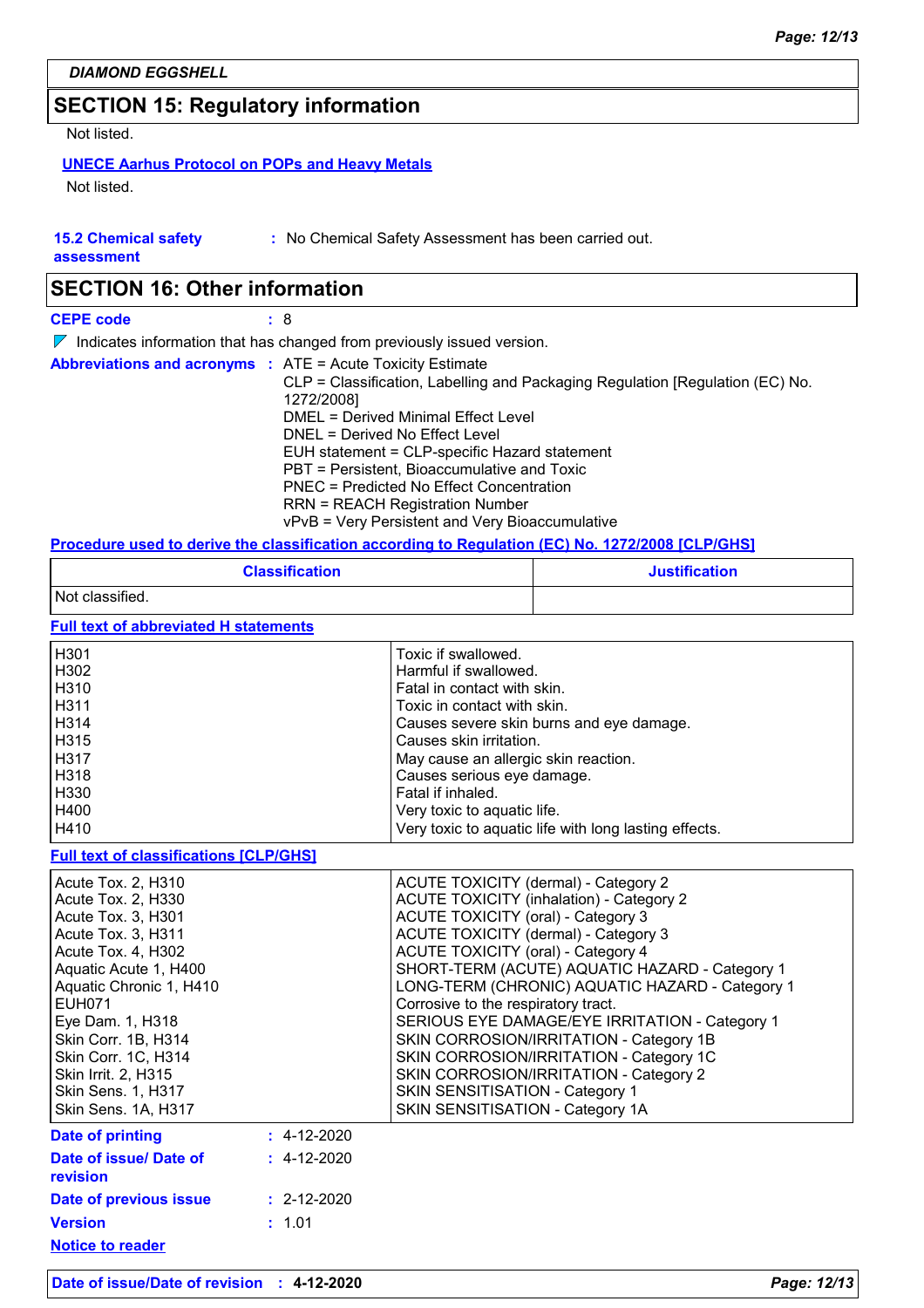## SECTION 15: Regulatory information

Not listed.

**UNECE Aarhus Protocol on POPs and Heavy Metals**

Not listed.

**15.2 Chemical safety assessment** : No Chemical Safety Assessment has been carried out.

## SECTION 16: Other information

**CEPE code** : 8

Indicates information that has changed from previously issued version.

**Abbreviations and acronyms** : ATE = Acute Toxicity Estimate
CLP = Classification, Labelling and Packaging Regulation [Regulation (EC) No. 1272/2008]
DMEL = Derived Minimal Effect Level
DNEL = Derived No Effect Level
EUH statement = CLP-specific Hazard statement
PBT = Persistent, Bioaccumulative and Toxic
PNEC = Predicted No Effect Concentration
RRN = REACH Registration Number
vPvB = Very Persistent and Very Bioaccumulative

**Procedure used to derive the classification according to Regulation (EC) No. 1272/2008 [CLP/GHS]**

| Classification | Justification |
|---|---|
| Not classified. | |

**Full text of abbreviated H statements**

| | |
|---|---|
| H301 | Toxic if swallowed. |
| H302 | Harmful if swallowed. |
| H310 | Fatal in contact with skin. |
| H311 | Toxic in contact with skin. |
| H314 | Causes severe skin burns and eye damage. |
| H315 | Causes skin irritation. |
| H317 | May cause an allergic skin reaction. |
| H318 | Causes serious eye damage. |
| H330 | Fatal if inhaled. |
| H400 | Very toxic to aquatic life. |
| H410 | Very toxic to aquatic life with long lasting effects. |

**Full text of classifications [CLP/GHS]**

| | |
|---|---|
| Acute Tox. 2, H310 | ACUTE TOXICITY (dermal) - Category 2 |
| Acute Tox. 2, H330 | ACUTE TOXICITY (inhalation) - Category 2 |
| Acute Tox. 3, H301 | ACUTE TOXICITY (oral) - Category 3 |
| Acute Tox. 3, H311 | ACUTE TOXICITY (dermal) - Category 3 |
| Acute Tox. 4, H302 | ACUTE TOXICITY (oral) - Category 4 |
| Aquatic Acute 1, H400 | SHORT-TERM (ACUTE) AQUATIC HAZARD - Category 1 |
| Aquatic Chronic 1, H410 | LONG-TERM (CHRONIC) AQUATIC HAZARD - Category 1 |
| EUH071 | Corrosive to the respiratory tract. |
| Eye Dam. 1, H318 | SERIOUS EYE DAMAGE/EYE IRRITATION - Category 1 |
| Skin Corr. 1B, H314 | SKIN CORROSION/IRRITATION - Category 1B |
| Skin Corr. 1C, H314 | SKIN CORROSION/IRRITATION - Category 1C |
| Skin Irrit. 2, H315 | SKIN CORROSION/IRRITATION - Category 2 |
| Skin Sens. 1, H317 | SKIN SENSITISATION - Category 1 |
| Skin Sens. 1A, H317 | SKIN SENSITISATION - Category 1A |

**Date of printing** : 4-12-2020

**Date of issue/ Date of revision** : 4-12-2020

**Date of previous issue** : 2-12-2020

**Version** : 1.01

**Notice to reader**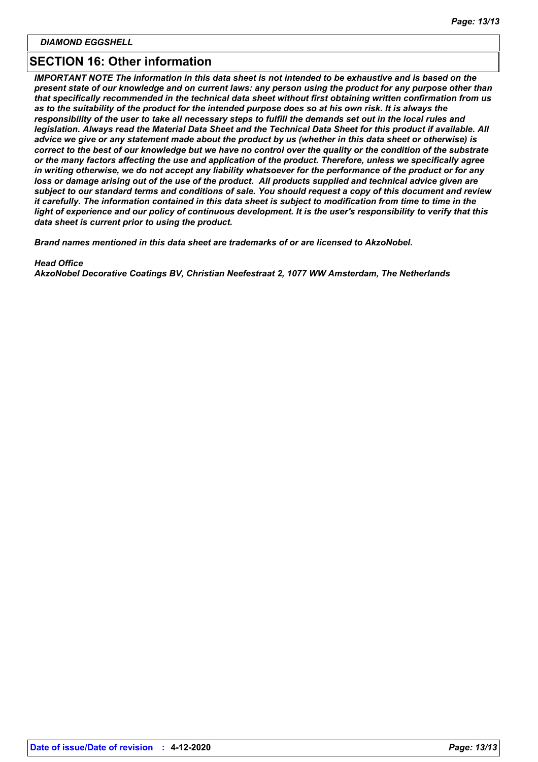## SECTION 16: Other information

***IMPORTANT NOTE The information in this data sheet is not intended to be exhaustive and is based on the present state of our knowledge and on current laws: any person using the product for any purpose other than that specifically recommended in the technical data sheet without first obtaining written confirmation from us as to the suitability of the product for the intended purpose does so at his own risk. It is always the responsibility of the user to take all necessary steps to fulfill the demands set out in the local rules and legislation. Always read the Material Data Sheet and the Technical Data Sheet for this product if available. All advice we give or any statement made about the product by us (whether in this data sheet or otherwise) is correct to the best of our knowledge but we have no control over the quality or the condition of the substrate or the many factors affecting the use and application of the product. Therefore, unless we specifically agree in writing otherwise, we do not accept any liability whatsoever for the performance of the product or for any loss or damage arising out of the use of the product. All products supplied and technical advice given are subject to our standard terms and conditions of sale. You should request a copy of this document and review it carefully. The information contained in this data sheet is subject to modification from time to time in the light of experience and our policy of continuous development. It is the user's responsibility to verify that this data sheet is current prior to using the product.***

***Brand names mentioned in this data sheet are trademarks of or are licensed to AkzoNobel.***

***Head Office***
***AkzoNobel Decorative Coatings BV, Christian Neefestraat 2, 1077 WW Amsterdam, The Netherlands***

**Date of issue/Date of revision : 4-12-2020**